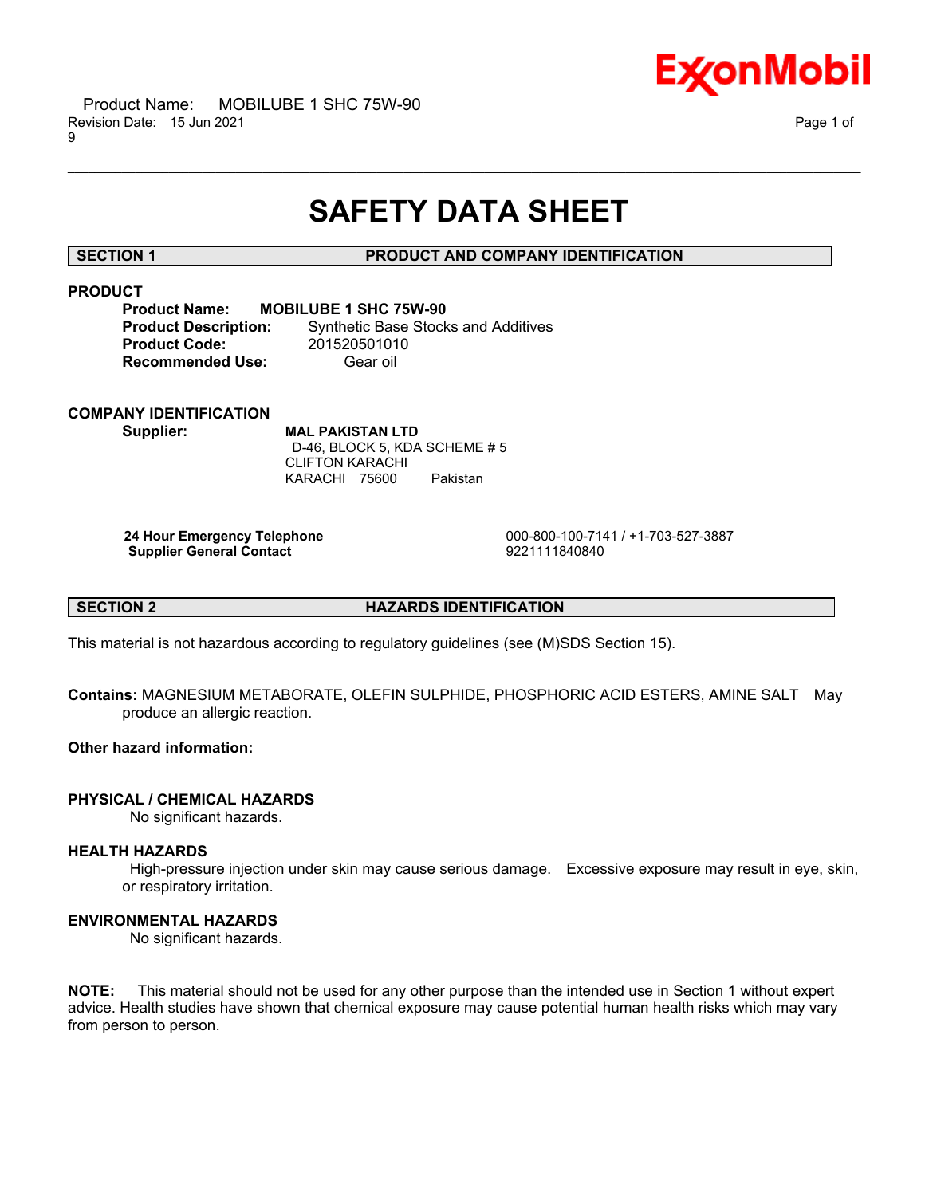# SAFETY DATA SHEET

## SECTION 1 PRODUCT AND COMPANY IDENTIFICATION

### PRODUCT

**Product Name:** **MOBILUBE 1 SHC 75W-90**
**Product Description:** Synthetic Base Stocks and Additives
**Product Code:** 201520501010
**Recommended Use:** Gear oil

### COMPANY IDENTIFICATION

**Supplier:** **MAL PAKISTAN LTD**
D-46, BLOCK 5, KDA SCHEME # 5
CLIFTON KARACHI
KARACHI 75600 Pakistan

**24 Hour Emergency Telephone** 000-800-100-7141 / +1-703-527-3887
**Supplier General Contact** 9221111840840

## SECTION 2 HAZARDS IDENTIFICATION

This material is not hazardous according to regulatory guidelines (see (M)SDS Section 15).

**Contains:** MAGNESIUM METABORATE, OLEFIN SULPHIDE, PHOSPHORIC ACID ESTERS, AMINE SALT May produce an allergic reaction.

**Other hazard information:**

### PHYSICAL / CHEMICAL HAZARDS

No significant hazards.

### HEALTH HAZARDS

High-pressure injection under skin may cause serious damage. Excessive exposure may result in eye, skin, or respiratory irritation.

### ENVIRONMENTAL HAZARDS

No significant hazards.

**NOTE:** This material should not be used for any other purpose than the intended use in Section 1 without expert advice. Health studies have shown that chemical exposure may cause potential human health risks which may vary from person to person.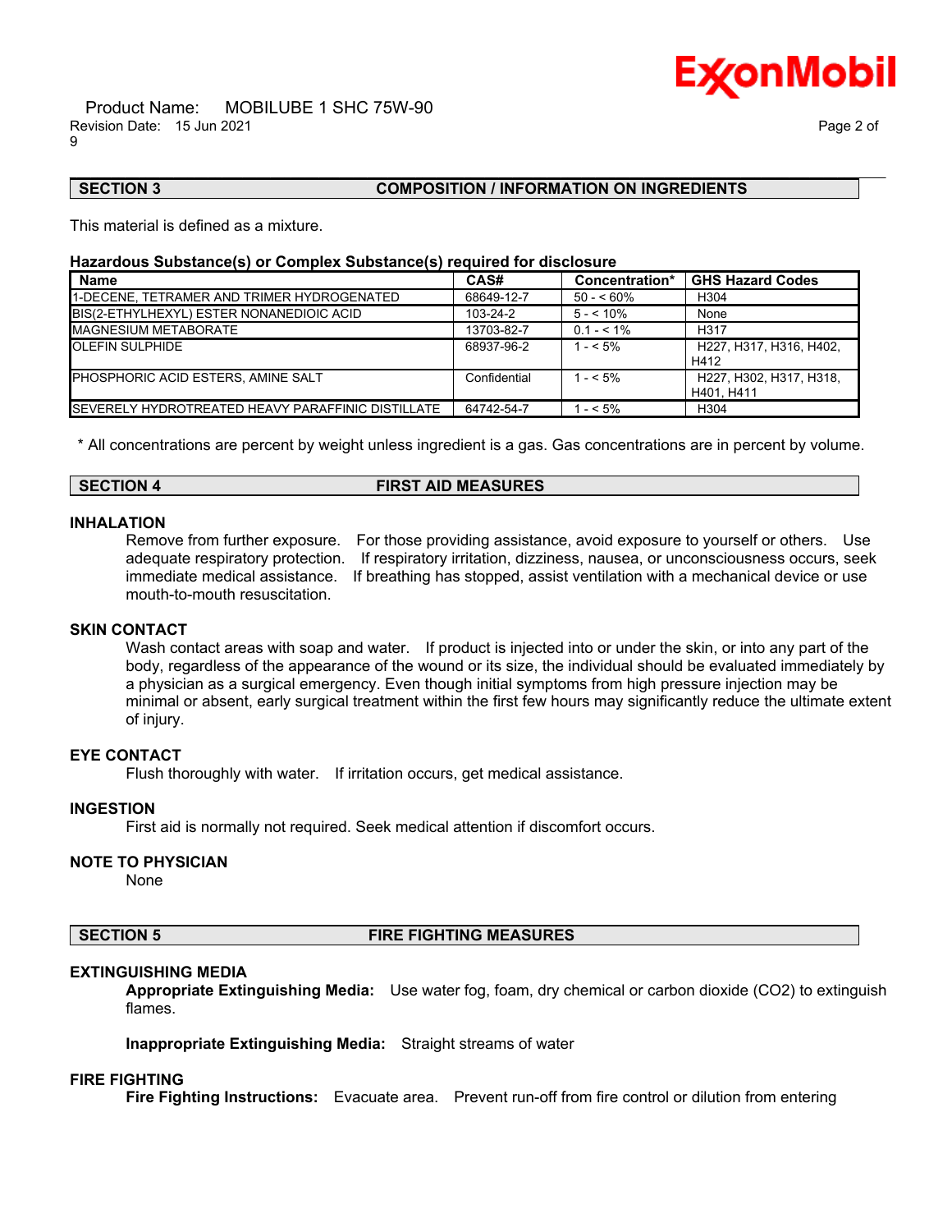## SECTION 3 COMPOSITION / INFORMATION ON INGREDIENTS

This material is defined as a mixture.

**Hazardous Substance(s) or Complex Substance(s) required for disclosure**

| Name | CAS# | Concentration* | GHS Hazard Codes |
|---|---|---|---|
| 1-DECENE, TETRAMER AND TRIMER HYDROGENATED | 68649-12-7 | 50 - < 60% | H304 |
| BIS(2-ETHYLHEXYL) ESTER NONANEDIOIC ACID | 103-24-2 | 5 - < 10% | None |
| MAGNESIUM METABORATE | 13703-82-7 | 0.1 - < 1% | H317 |
| OLEFIN SULPHIDE | 68937-96-2 | 1 - < 5% | H227, H317, H316, H402, H412 |
| PHOSPHORIC ACID ESTERS, AMINE SALT | Confidential | 1 - < 5% | H227, H302, H317, H318, H401, H411 |
| SEVERELY HYDROTREATED HEAVY PARAFFINIC DISTILLATE | 64742-54-7 | 1 - < 5% | H304 |

\* All concentrations are percent by weight unless ingredient is a gas. Gas concentrations are in percent by volume.

## SECTION 4 FIRST AID MEASURES

### INHALATION

Remove from further exposure. For those providing assistance, avoid exposure to yourself or others. Use adequate respiratory protection. If respiratory irritation, dizziness, nausea, or unconsciousness occurs, seek immediate medical assistance. If breathing has stopped, assist ventilation with a mechanical device or use mouth-to-mouth resuscitation.

### SKIN CONTACT

Wash contact areas with soap and water. If product is injected into or under the skin, or into any part of the body, regardless of the appearance of the wound or its size, the individual should be evaluated immediately by a physician as a surgical emergency. Even though initial symptoms from high pressure injection may be minimal or absent, early surgical treatment within the first few hours may significantly reduce the ultimate extent of injury.

### EYE CONTACT

Flush thoroughly with water. If irritation occurs, get medical assistance.

### INGESTION

First aid is normally not required. Seek medical attention if discomfort occurs.

### NOTE TO PHYSICIAN

None

## SECTION 5 FIRE FIGHTING MEASURES

### EXTINGUISHING MEDIA

**Appropriate Extinguishing Media:** Use water fog, foam, dry chemical or carbon dioxide ($CO_2$) to extinguish flames.

**Inappropriate Extinguishing Media:** Straight streams of water

### FIRE FIGHTING

**Fire Fighting Instructions:** Evacuate area. Prevent run-off from fire control or dilution from entering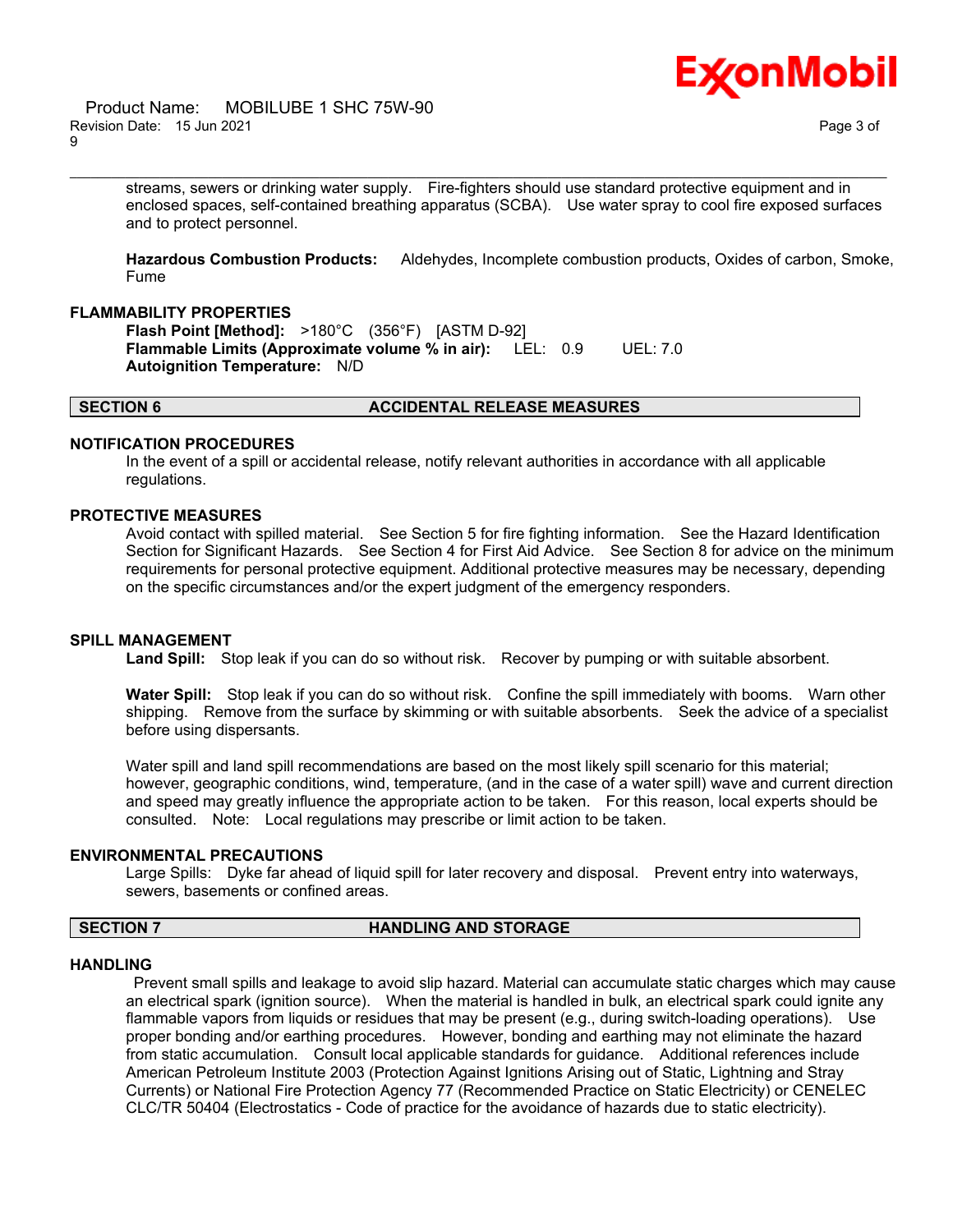streams, sewers or drinking water supply. Fire-fighters should use standard protective equipment and in enclosed spaces, self-contained breathing apparatus (SCBA). Use water spray to cool fire exposed surfaces and to protect personnel.

**Hazardous Combustion Products:** Aldehydes, Incomplete combustion products, Oxides of carbon, Smoke, Fume

### FLAMMABILITY PROPERTIES

**Flash Point [Method]:** >180°C (356°F) [ASTM D-92]
**Flammable Limits (Approximate volume % in air):** LEL: 0.9 UEL: 7.0
**Autoignition Temperature:** N/D

## SECTION 6 ACCIDENTAL RELEASE MEASURES

### NOTIFICATION PROCEDURES

In the event of a spill or accidental release, notify relevant authorities in accordance with all applicable regulations.

### PROTECTIVE MEASURES

Avoid contact with spilled material. See Section 5 for fire fighting information. See the Hazard Identification Section for Significant Hazards. See Section 4 for First Aid Advice. See Section 8 for advice on the minimum requirements for personal protective equipment. Additional protective measures may be necessary, depending on the specific circumstances and/or the expert judgment of the emergency responders.

### SPILL MANAGEMENT

**Land Spill:** Stop leak if you can do so without risk. Recover by pumping or with suitable absorbent.

**Water Spill:** Stop leak if you can do so without risk. Confine the spill immediately with booms. Warn other shipping. Remove from the surface by skimming or with suitable absorbents. Seek the advice of a specialist before using dispersants.

Water spill and land spill recommendations are based on the most likely spill scenario for this material; however, geographic conditions, wind, temperature, (and in the case of a water spill) wave and current direction and speed may greatly influence the appropriate action to be taken. For this reason, local experts should be consulted. Note: Local regulations may prescribe or limit action to be taken.

### ENVIRONMENTAL PRECAUTIONS

Large Spills: Dyke far ahead of liquid spill for later recovery and disposal. Prevent entry into waterways, sewers, basements or confined areas.

## SECTION 7 HANDLING AND STORAGE

### HANDLING

Prevent small spills and leakage to avoid slip hazard. Material can accumulate static charges which may cause an electrical spark (ignition source). When the material is handled in bulk, an electrical spark could ignite any flammable vapors from liquids or residues that may be present (e.g., during switch-loading operations). Use proper bonding and/or earthing procedures. However, bonding and earthing may not eliminate the hazard from static accumulation. Consult local applicable standards for guidance. Additional references include American Petroleum Institute 2003 (Protection Against Ignitions Arising out of Static, Lightning and Stray Currents) or National Fire Protection Agency 77 (Recommended Practice on Static Electricity) or CENELEC CLC/TR 50404 (Electrostatics - Code of practice for the avoidance of hazards due to static electricity).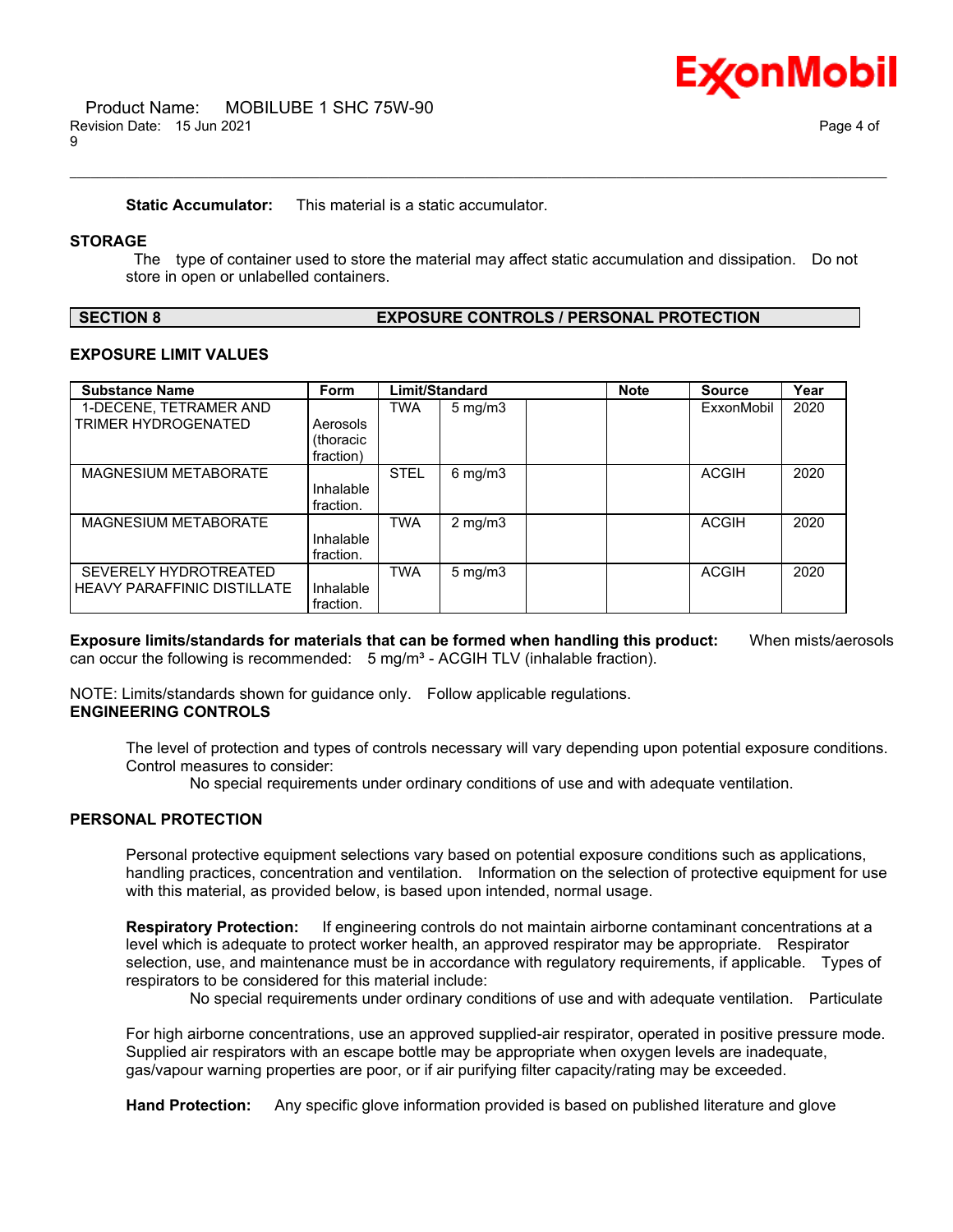**Static Accumulator:** This material is a static accumulator.

## STORAGE

The type of container used to store the material may affect static accumulation and dissipation. Do not store in open or unlabelled containers.

## SECTION 8 EXPOSURE CONTROLS / PERSONAL PROTECTION

### EXPOSURE LIMIT VALUES

| Substance Name | Form | Limit/Standard | | | Note | Source | Year |
|---|---|---|---|---|---|---|---|
| 1-DECENE, TETRAMER AND TRIMER HYDROGENATED | Aerosols (thoracic fraction) | TWA | 5 mg/m3 | | | ExxonMobil | 2020 |
| MAGNESIUM METABORATE | Inhalable fraction. | STEL | 6 mg/m3 | | | ACGIH | 2020 |
| MAGNESIUM METABORATE | Inhalable fraction. | TWA | 2 mg/m3 | | | ACGIH | 2020 |
| SEVERELY HYDROTREATED HEAVY PARAFFINIC DISTILLATE | Inhalable fraction. | TWA | 5 mg/m3 | | | ACGIH | 2020 |

**Exposure limits/standards for materials that can be formed when handling this product:** When mists/aerosols can occur the following is recommended: 5 mg/m³ - ACGIH TLV (inhalable fraction).

NOTE: Limits/standards shown for guidance only. Follow applicable regulations.

### ENGINEERING CONTROLS

The level of protection and types of controls necessary will vary depending upon potential exposure conditions. Control measures to consider:

No special requirements under ordinary conditions of use and with adequate ventilation.

### PERSONAL PROTECTION

Personal protective equipment selections vary based on potential exposure conditions such as applications, handling practices, concentration and ventilation. Information on the selection of protective equipment for use with this material, as provided below, is based upon intended, normal usage.

**Respiratory Protection:** If engineering controls do not maintain airborne contaminant concentrations at a level which is adequate to protect worker health, an approved respirator may be appropriate. Respirator selection, use, and maintenance must be in accordance with regulatory requirements, if applicable. Types of respirators to be considered for this material include:

No special requirements under ordinary conditions of use and with adequate ventilation. Particulate

For high airborne concentrations, use an approved supplied-air respirator, operated in positive pressure mode. Supplied air respirators with an escape bottle may be appropriate when oxygen levels are inadequate, gas/vapour warning properties are poor, or if air purifying filter capacity/rating may be exceeded.

**Hand Protection:** Any specific glove information provided is based on published literature and glove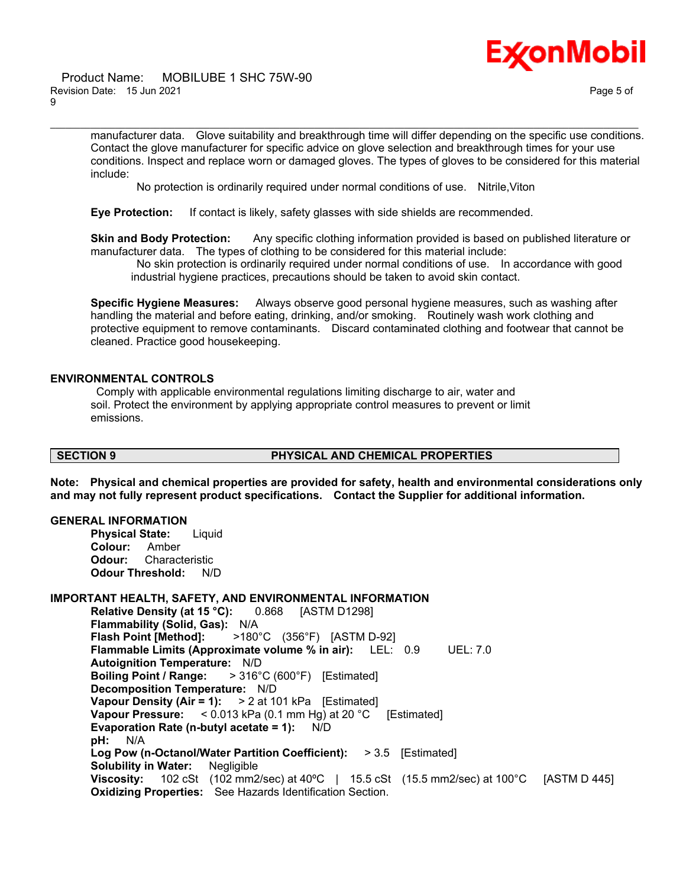manufacturer data. Glove suitability and breakthrough time will differ depending on the specific use conditions. Contact the glove manufacturer for specific advice on glove selection and breakthrough times for your use conditions. Inspect and replace worn or damaged gloves. The types of gloves to be considered for this material include:

No protection is ordinarily required under normal conditions of use. Nitrile,Viton

**Eye Protection:** If contact is likely, safety glasses with side shields are recommended.

**Skin and Body Protection:** Any specific clothing information provided is based on published literature or manufacturer data. The types of clothing to be considered for this material include:

No skin protection is ordinarily required under normal conditions of use. In accordance with good industrial hygiene practices, precautions should be taken to avoid skin contact.

**Specific Hygiene Measures:** Always observe good personal hygiene measures, such as washing after handling the material and before eating, drinking, and/or smoking. Routinely wash work clothing and protective equipment to remove contaminants. Discard contaminated clothing and footwear that cannot be cleaned. Practice good housekeeping.

### ENVIRONMENTAL CONTROLS

Comply with applicable environmental regulations limiting discharge to air, water and soil. Protect the environment by applying appropriate control measures to prevent or limit emissions.

## SECTION 9 PHYSICAL AND CHEMICAL PROPERTIES

**Note: Physical and chemical properties are provided for safety, health and environmental considerations only and may not fully represent product specifications. Contact the Supplier for additional information.**

### GENERAL INFORMATION

**Physical State:** Liquid
**Colour:** Amber
**Odour:** Characteristic
**Odour Threshold:** N/D

### IMPORTANT HEALTH, SAFETY, AND ENVIRONMENTAL INFORMATION

**Relative Density (at 15 °C):** 0.868 [ASTM D1298]
**Flammability (Solid, Gas):** N/A
**Flash Point [Method]:** >180°C (356°F) [ASTM D-92]
**Flammable Limits (Approximate volume % in air):** LEL: 0.9 UEL: 7.0
**Autoignition Temperature:** N/D
**Boiling Point / Range:** > 316°C (600°F) [Estimated]
**Decomposition Temperature:** N/D
**Vapour Density (Air = 1):** > 2 at 101 kPa [Estimated]
**Vapour Pressure:** < 0.013 kPa (0.1 mm Hg) at 20 °C [Estimated]
**Evaporation Rate (n-butyl acetate = 1):** N/D
**pH:** N/A
**Log Pow (n-Octanol/Water Partition Coefficient):** > 3.5 [Estimated]
**Solubility in Water:** Negligible
**Viscosity:** 102 cSt (102 mm2/sec) at 40ºC | 15.5 cSt (15.5 mm2/sec) at 100°C [ASTM D 445]
**Oxidizing Properties:** See Hazards Identification Section.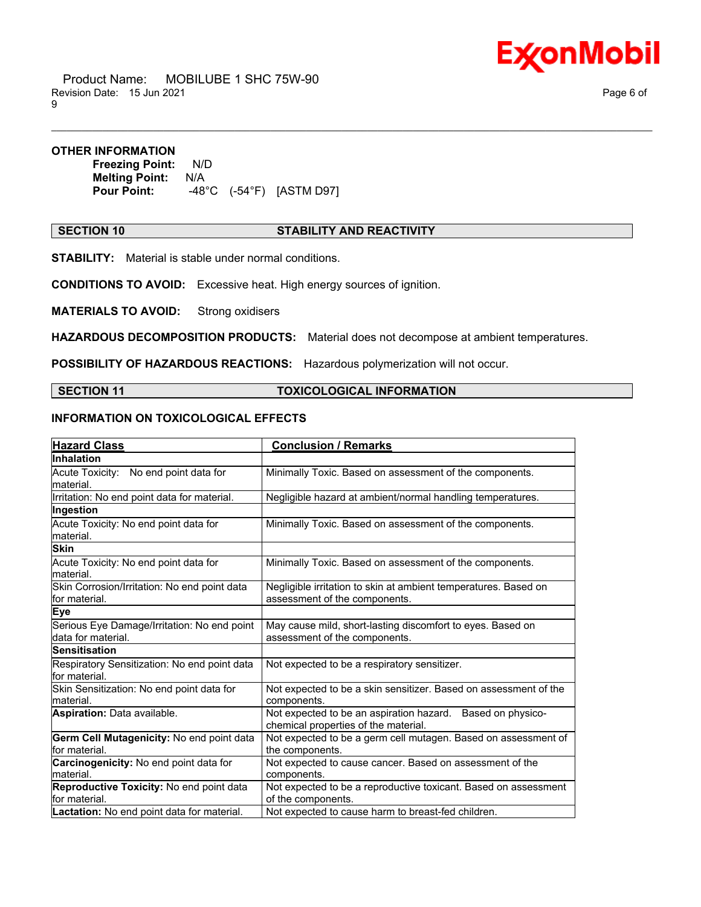**OTHER INFORMATION**

**Freezing Point:** N/D
**Melting Point:** N/A
**Pour Point:** -48°C (-54°F) [ASTM D97]

## SECTION 10 STABILITY AND REACTIVITY

**STABILITY:** Material is stable under normal conditions.

**CONDITIONS TO AVOID:** Excessive heat. High energy sources of ignition.

**MATERIALS TO AVOID:** Strong oxidisers

**HAZARDOUS DECOMPOSITION PRODUCTS:** Material does not decompose at ambient temperatures.

**POSSIBILITY OF HAZARDOUS REACTIONS:** Hazardous polymerization will not occur.

## SECTION 11 TOXICOLOGICAL INFORMATION

### INFORMATION ON TOXICOLOGICAL EFFECTS

| Hazard Class | Conclusion / Remarks |
|---|---|
| **Inhalation** | |
| Acute Toxicity: No end point data for material. | Minimally Toxic. Based on assessment of the components. |
| Irritation: No end point data for material. | Negligible hazard at ambient/normal handling temperatures. |
| **Ingestion** | |
| Acute Toxicity: No end point data for material. | Minimally Toxic. Based on assessment of the components. |
| **Skin** | |
| Acute Toxicity: No end point data for material. | Minimally Toxic. Based on assessment of the components. |
| Skin Corrosion/Irritation: No end point data for material. | Negligible irritation to skin at ambient temperatures. Based on assessment of the components. |
| **Eye** | |
| Serious Eye Damage/Irritation: No end point data for material. | May cause mild, short-lasting discomfort to eyes. Based on assessment of the components. |
| **Sensitisation** | |
| Respiratory Sensitization: No end point data for material. | Not expected to be a respiratory sensitizer. |
| Skin Sensitization: No end point data for material. | Not expected to be a skin sensitizer. Based on assessment of the components. |
| **Aspiration:** Data available. | Not expected to be an aspiration hazard. Based on physico-chemical properties of the material. |
| **Germ Cell Mutagenicity:** No end point data for material. | Not expected to be a germ cell mutagen. Based on assessment of the components. |
| **Carcinogenicity:** No end point data for material. | Not expected to cause cancer. Based on assessment of the components. |
| **Reproductive Toxicity:** No end point data for material. | Not expected to be a reproductive toxicant. Based on assessment of the components. |
| **Lactation:** No end point data for material. | Not expected to cause harm to breast-fed children. |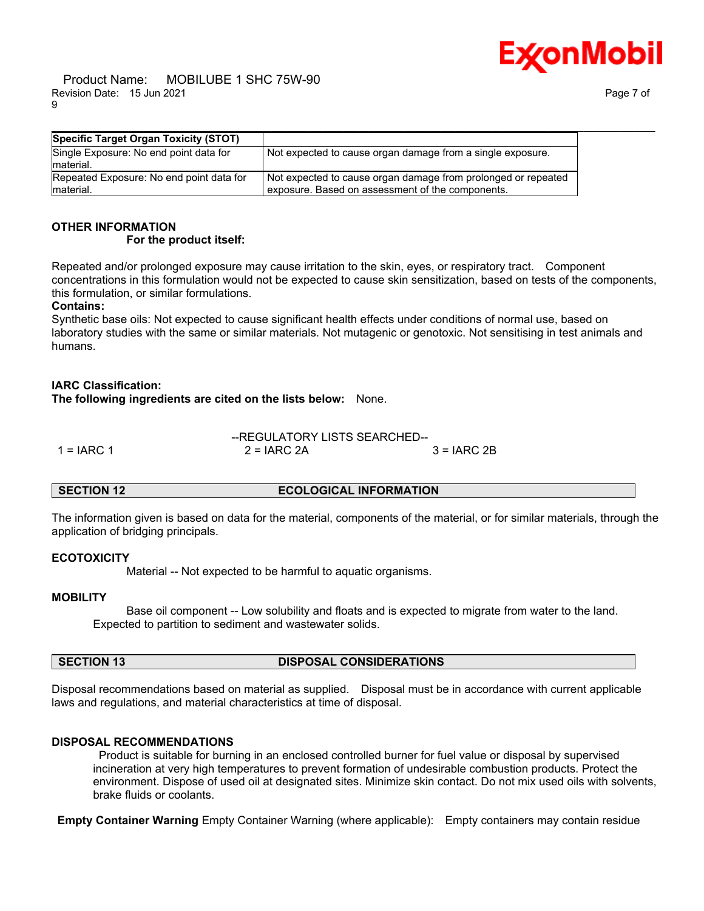| Specific Target Organ Toxicity (STOT) | |
|---|---|
| Single Exposure: No end point data for material. | Not expected to cause organ damage from a single exposure. |
| Repeated Exposure: No end point data for material. | Not expected to cause organ damage from prolonged or repeated exposure. Based on assessment of the components. |

**OTHER INFORMATION**

**For the product itself:**

Repeated and/or prolonged exposure may cause irritation to the skin, eyes, or respiratory tract. Component concentrations in this formulation would not be expected to cause skin sensitization, based on tests of the components, this formulation, or similar formulations.

**Contains:**

Synthetic base oils: Not expected to cause significant health effects under conditions of normal use, based on laboratory studies with the same or similar materials. Not mutagenic or genotoxic. Not sensitising in test animals and humans.

**IARC Classification:**

**The following ingredients are cited on the lists below:** None.

--REGULATORY LISTS SEARCHED--

1 = IARC 1    2 = IARC 2A    3 = IARC 2B

## SECTION 12 ECOLOGICAL INFORMATION

The information given is based on data for the material, components of the material, or for similar materials, through the application of bridging principals.

**ECOTOXICITY**

Material -- Not expected to be harmful to aquatic organisms.

**MOBILITY**

Base oil component -- Low solubility and floats and is expected to migrate from water to the land. Expected to partition to sediment and wastewater solids.

## SECTION 13 DISPOSAL CONSIDERATIONS

Disposal recommendations based on material as supplied. Disposal must be in accordance with current applicable laws and regulations, and material characteristics at time of disposal.

**DISPOSAL RECOMMENDATIONS**

Product is suitable for burning in an enclosed controlled burner for fuel value or disposal by supervised incineration at very high temperatures to prevent formation of undesirable combustion products. Protect the environment. Dispose of used oil at designated sites. Minimize skin contact. Do not mix used oils with solvents, brake fluids or coolants.

**Empty Container Warning** Empty Container Warning (where applicable): Empty containers may contain residue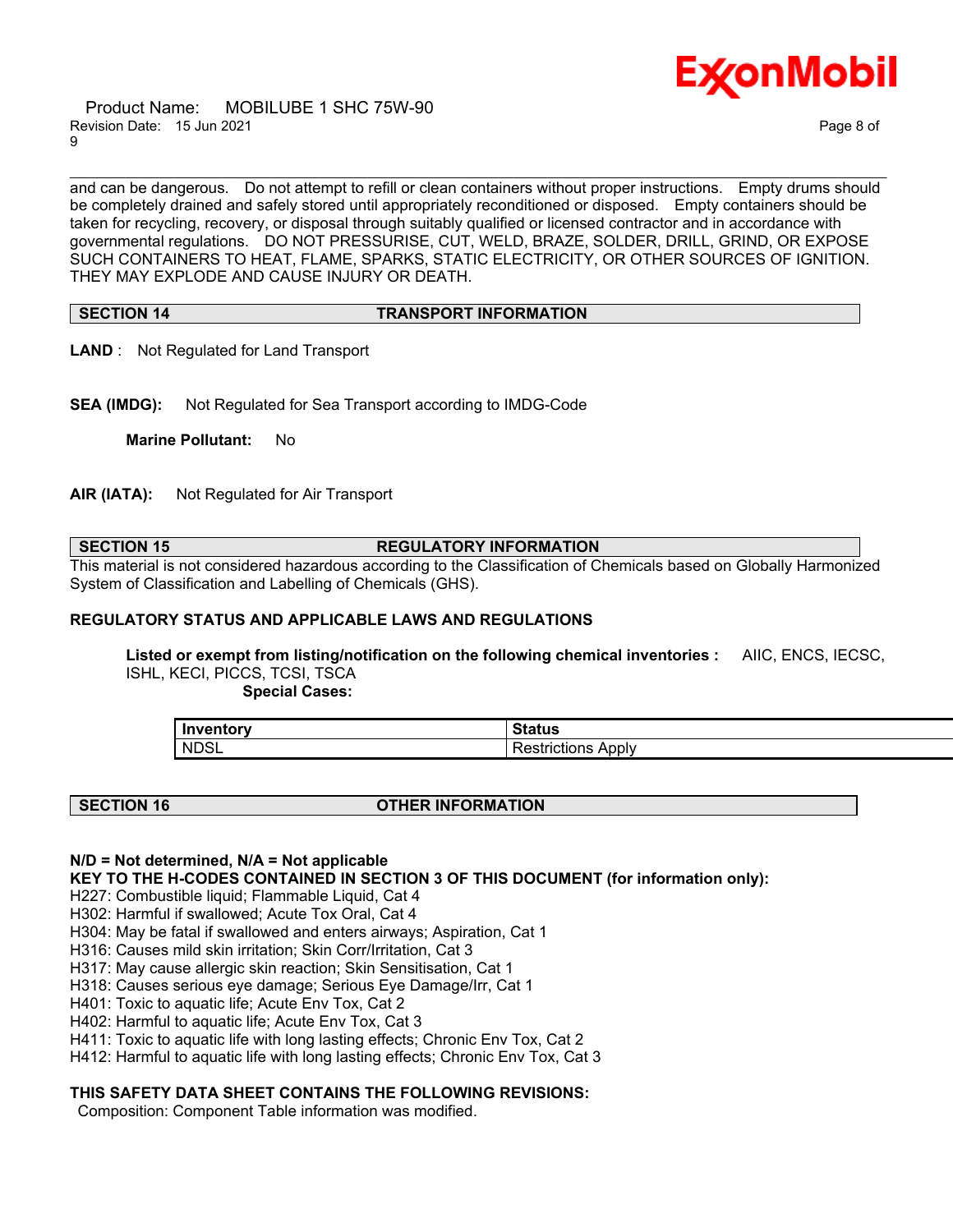and can be dangerous. Do not attempt to refill or clean containers without proper instructions. Empty drums should be completely drained and safely stored until appropriately reconditioned or disposed. Empty containers should be taken for recycling, recovery, or disposal through suitably qualified or licensed contractor and in accordance with governmental regulations. DO NOT PRESSURISE, CUT, WELD, BRAZE, SOLDER, DRILL, GRIND, OR EXPOSE SUCH CONTAINERS TO HEAT, FLAME, SPARKS, STATIC ELECTRICITY, OR OTHER SOURCES OF IGNITION. THEY MAY EXPLODE AND CAUSE INJURY OR DEATH.

## SECTION 14 TRANSPORT INFORMATION

**LAND** : Not Regulated for Land Transport

**SEA (IMDG):** Not Regulated for Sea Transport according to IMDG-Code

**Marine Pollutant:** No

**AIR (IATA):** Not Regulated for Air Transport

## SECTION 15 REGULATORY INFORMATION

This material is not considered hazardous according to the Classification of Chemicals based on Globally Harmonized System of Classification and Labelling of Chemicals (GHS).

**REGULATORY STATUS AND APPLICABLE LAWS AND REGULATIONS**

**Listed or exempt from listing/notification on the following chemical inventories :** AIIC, ENCS, IECSC, ISHL, KECI, PICCS, TCSI, TSCA

**Special Cases:**

| Inventory | Status |
|---|---|
| NDSL | Restrictions Apply |

## SECTION 16 OTHER INFORMATION

**N/D = Not determined, N/A = Not applicable**

**KEY TO THE H-CODES CONTAINED IN SECTION 3 OF THIS DOCUMENT (for information only):**

H227: Combustible liquid; Flammable Liquid, Cat 4
H302: Harmful if swallowed; Acute Tox Oral, Cat 4
H304: May be fatal if swallowed and enters airways; Aspiration, Cat 1
H316: Causes mild skin irritation; Skin Corr/Irritation, Cat 3
H317: May cause allergic skin reaction; Skin Sensitisation, Cat 1
H318: Causes serious eye damage; Serious Eye Damage/Irr, Cat 1
H401: Toxic to aquatic life; Acute Env Tox, Cat 2
H402: Harmful to aquatic life; Acute Env Tox, Cat 3
H411: Toxic to aquatic life with long lasting effects; Chronic Env Tox, Cat 2
H412: Harmful to aquatic life with long lasting effects; Chronic Env Tox, Cat 3

**THIS SAFETY DATA SHEET CONTAINS THE FOLLOWING REVISIONS:**

Composition: Component Table information was modified.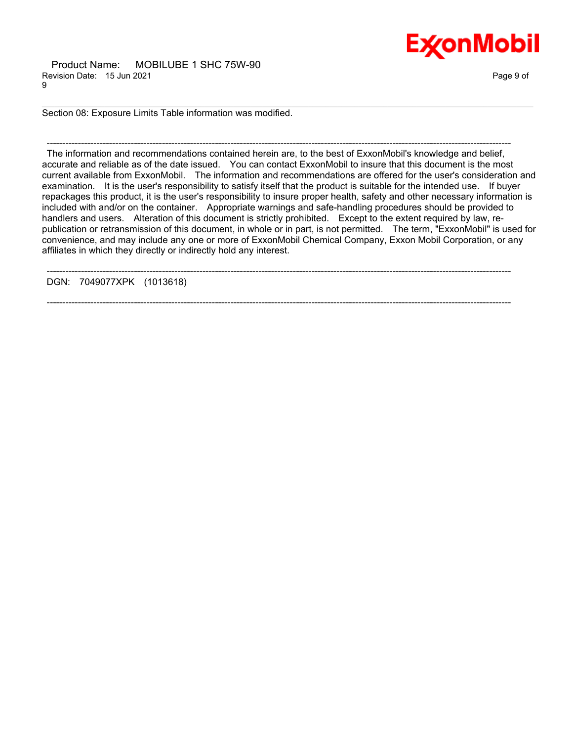Section 08: Exposure Limits Table information was modified.

---

The information and recommendations contained herein are, to the best of ExxonMobil's knowledge and belief, accurate and reliable as of the date issued. You can contact ExxonMobil to insure that this document is the most current available from ExxonMobil. The information and recommendations are offered for the user's consideration and examination. It is the user's responsibility to satisfy itself that the product is suitable for the intended use. If buyer repackages this product, it is the user's responsibility to insure proper health, safety and other necessary information is included with and/or on the container. Appropriate warnings and safe-handling procedures should be provided to handlers and users. Alteration of this document is strictly prohibited. Except to the extent required by law, re-publication or retransmission of this document, in whole or in part, is not permitted. The term, "ExxonMobil" is used for convenience, and may include any one or more of ExxonMobil Chemical Company, Exxon Mobil Corporation, or any affiliates in which they directly or indirectly hold any interest.

---

DGN: 7049077XPK (1013618)

---